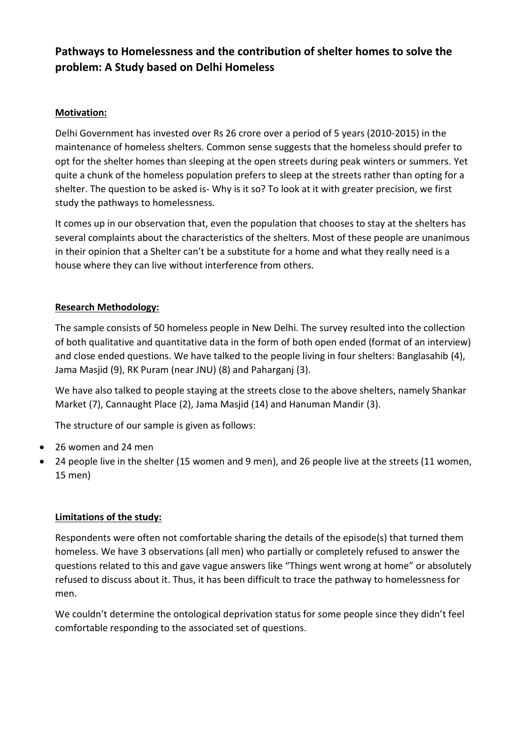# Pathways to Homelessness and the contribution of shelter homes to solve the problem: A Study based on Delhi Homeless

## Motivation:

Delhi Government has invested over Rs 26 crore over a period of 5 years (2010-2015) in the maintenance of homeless shelters. Common sense suggests that the homeless should prefer to opt for the shelter homes than sleeping at the open streets during peak winters or summers. Yet quite a chunk of the homeless population prefers to sleep at the streets rather than opting for a shelter. The question to be asked is- Why is it so? To look at it with greater precision, we first study the pathways to homelessness.

It comes up in our observation that, even the population that chooses to stay at the shelters has several complaints about the characteristics of the shelters. Most of these people are unanimous in their opinion that a Shelter can't be a substitute for a home and what they really need is a house where they can live without interference from others.

## Research Methodology:

The sample consists of 50 homeless people in New Delhi. The survey resulted into the collection of both qualitative and quantitative data in the form of both open ended (format of an interview) and close ended questions. We have talked to the people living in four shelters: Banglasahib (4), Jama Masjid (9), RK Puram (near JNU) (8) and Paharganj (3).

We have also talked to people staying at the streets close to the above shelters, namely Shankar Market (7), Cannaught Place (2), Jama Masjid (14) and Hanuman Mandir (3).

The structure of our sample is given as follows:

- 26 women and 24 men
- 24 people live in the shelter (15 women and 9 men), and 26 people live at the streets (11 women, 15 men)

## Limitations of the study:

Respondents were often not comfortable sharing the details of the episode(s) that turned them homeless. We have 3 observations (all men) who partially or completely refused to answer the questions related to this and gave vague answers like "Things went wrong at home" or absolutely refused to discuss about it. Thus, it has been difficult to trace the pathway to homelessness for men.

We couldn't determine the ontological deprivation status for some people since they didn't feel comfortable responding to the associated set of questions.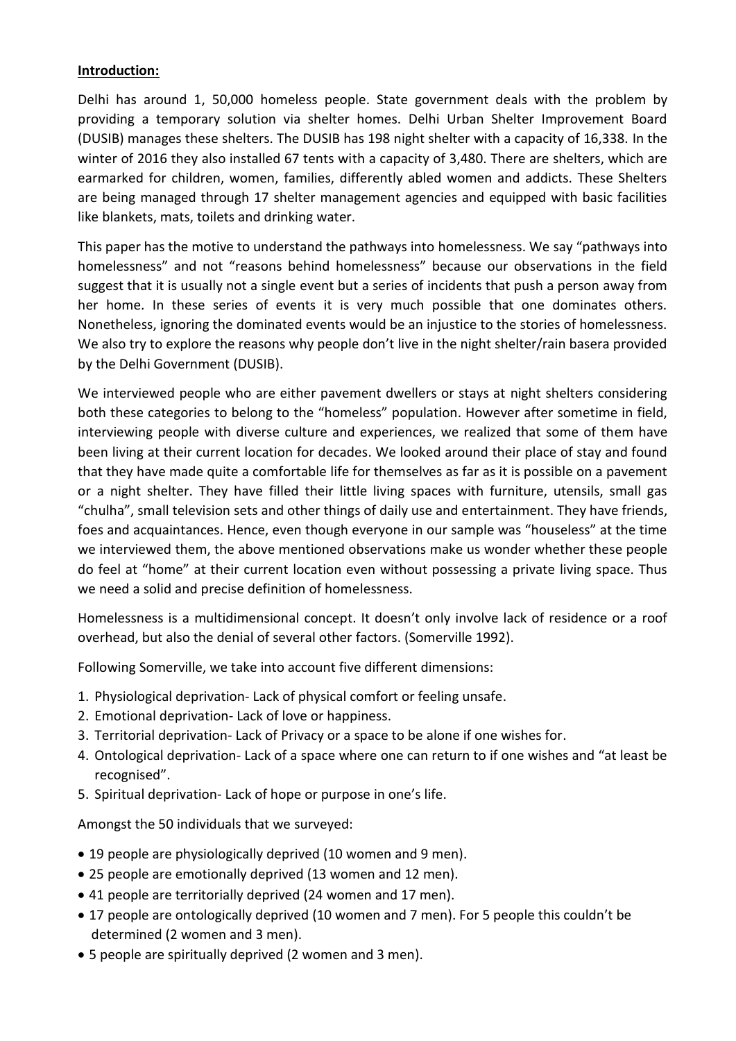**Introduction:**

Delhi has around 1, 50,000 homeless people. State government deals with the problem by providing a temporary solution via shelter homes. Delhi Urban Shelter Improvement Board (DUSIB) manages these shelters. The DUSIB has 198 night shelter with a capacity of 16,338. In the winter of 2016 they also installed 67 tents with a capacity of 3,480. There are shelters, which are earmarked for children, women, families, differently abled women and addicts. These Shelters are being managed through 17 shelter management agencies and equipped with basic facilities like blankets, mats, toilets and drinking water.

This paper has the motive to understand the pathways into homelessness. We say "pathways into homelessness" and not "reasons behind homelessness" because our observations in the field suggest that it is usually not a single event but a series of incidents that push a person away from her home. In these series of events it is very much possible that one dominates others. Nonetheless, ignoring the dominated events would be an injustice to the stories of homelessness. We also try to explore the reasons why people don't live in the night shelter/rain basera provided by the Delhi Government (DUSIB).

We interviewed people who are either pavement dwellers or stays at night shelters considering both these categories to belong to the "homeless" population. However after sometime in field, interviewing people with diverse culture and experiences, we realized that some of them have been living at their current location for decades. We looked around their place of stay and found that they have made quite a comfortable life for themselves as far as it is possible on a pavement or a night shelter. They have filled their little living spaces with furniture, utensils, small gas "chulha", small television sets and other things of daily use and entertainment. They have friends, foes and acquaintances. Hence, even though everyone in our sample was "houseless" at the time we interviewed them, the above mentioned observations make us wonder whether these people do feel at "home" at their current location even without possessing a private living space. Thus we need a solid and precise definition of homelessness.

Homelessness is a multidimensional concept. It doesn't only involve lack of residence or a roof overhead, but also the denial of several other factors. (Somerville 1992).

Following Somerville, we take into account five different dimensions:

1. Physiological deprivation- Lack of physical comfort or feeling unsafe.
2. Emotional deprivation- Lack of love or happiness.
3. Territorial deprivation- Lack of Privacy or a space to be alone if one wishes for.
4. Ontological deprivation- Lack of a space where one can return to if one wishes and "at least be recognised".
5. Spiritual deprivation- Lack of hope or purpose in one's life.

Amongst the 50 individuals that we surveyed:

- 19 people are physiologically deprived (10 women and 9 men).
- 25 people are emotionally deprived (13 women and 12 men).
- 41 people are territorially deprived (24 women and 17 men).
- 17 people are ontologically deprived (10 women and 7 men). For 5 people this couldn't be determined (2 women and 3 men).
- 5 people are spiritually deprived (2 women and 3 men).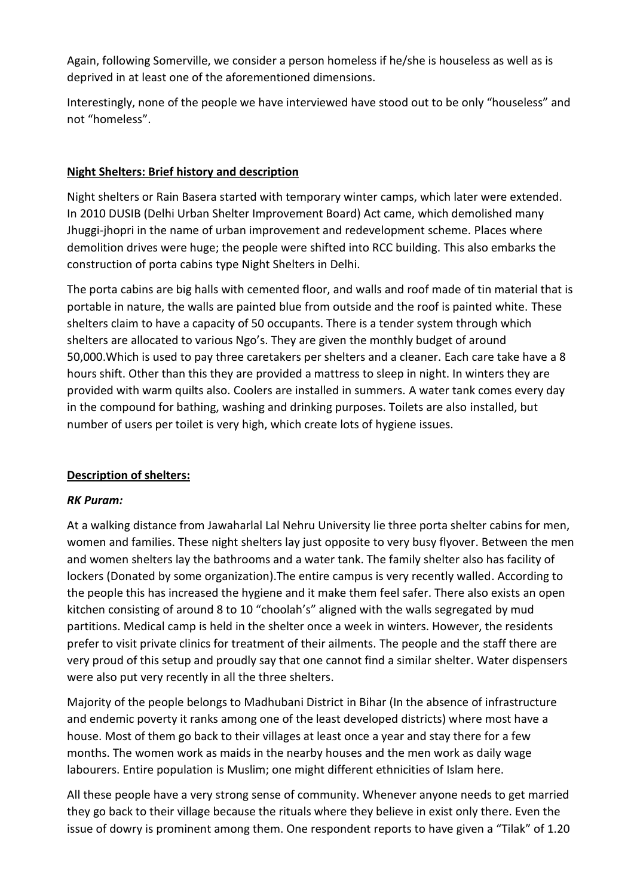Again, following Somerville, we consider a person homeless if he/she is houseless as well as is deprived in at least one of the aforementioned dimensions.

Interestingly, none of the people we have interviewed have stood out to be only "houseless" and not "homeless".

## **Night Shelters: Brief history and description**

Night shelters or Rain Basera started with temporary winter camps, which later were extended. In 2010 DUSIB (Delhi Urban Shelter Improvement Board) Act came, which demolished many Jhuggi-jhopri in the name of urban improvement and redevelopment scheme. Places where demolition drives were huge; the people were shifted into RCC building. This also embarks the construction of porta cabins type Night Shelters in Delhi.

The porta cabins are big halls with cemented floor, and walls and roof made of tin material that is portable in nature, the walls are painted blue from outside and the roof is painted white. These shelters claim to have a capacity of 50 occupants. There is a tender system through which shelters are allocated to various Ngo's. They are given the monthly budget of around 50,000.Which is used to pay three caretakers per shelters and a cleaner. Each care take have a 8 hours shift. Other than this they are provided a mattress to sleep in night. In winters they are provided with warm quilts also. Coolers are installed in summers. A water tank comes every day in the compound for bathing, washing and drinking purposes. Toilets are also installed, but number of users per toilet is very high, which create lots of hygiene issues.

## **Description of shelters:**

### ***RK Puram:***

At a walking distance from Jawaharlal Lal Nehru University lie three porta shelter cabins for men, women and families. These night shelters lay just opposite to very busy flyover. Between the men and women shelters lay the bathrooms and a water tank. The family shelter also has facility of lockers (Donated by some organization).The entire campus is very recently walled. According to the people this has increased the hygiene and it make them feel safer. There also exists an open kitchen consisting of around 8 to 10 "choolah's" aligned with the walls segregated by mud partitions. Medical camp is held in the shelter once a week in winters. However, the residents prefer to visit private clinics for treatment of their ailments. The people and the staff there are very proud of this setup and proudly say that one cannot find a similar shelter. Water dispensers were also put very recently in all the three shelters.

Majority of the people belongs to Madhubani District in Bihar (In the absence of infrastructure and endemic poverty it ranks among one of the least developed districts) where most have a house. Most of them go back to their villages at least once a year and stay there for a few months. The women work as maids in the nearby houses and the men work as daily wage labourers. Entire population is Muslim; one might different ethnicities of Islam here.

All these people have a very strong sense of community. Whenever anyone needs to get married they go back to their village because the rituals where they believe in exist only there. Even the issue of dowry is prominent among them. One respondent reports to have given a "Tilak" of 1.20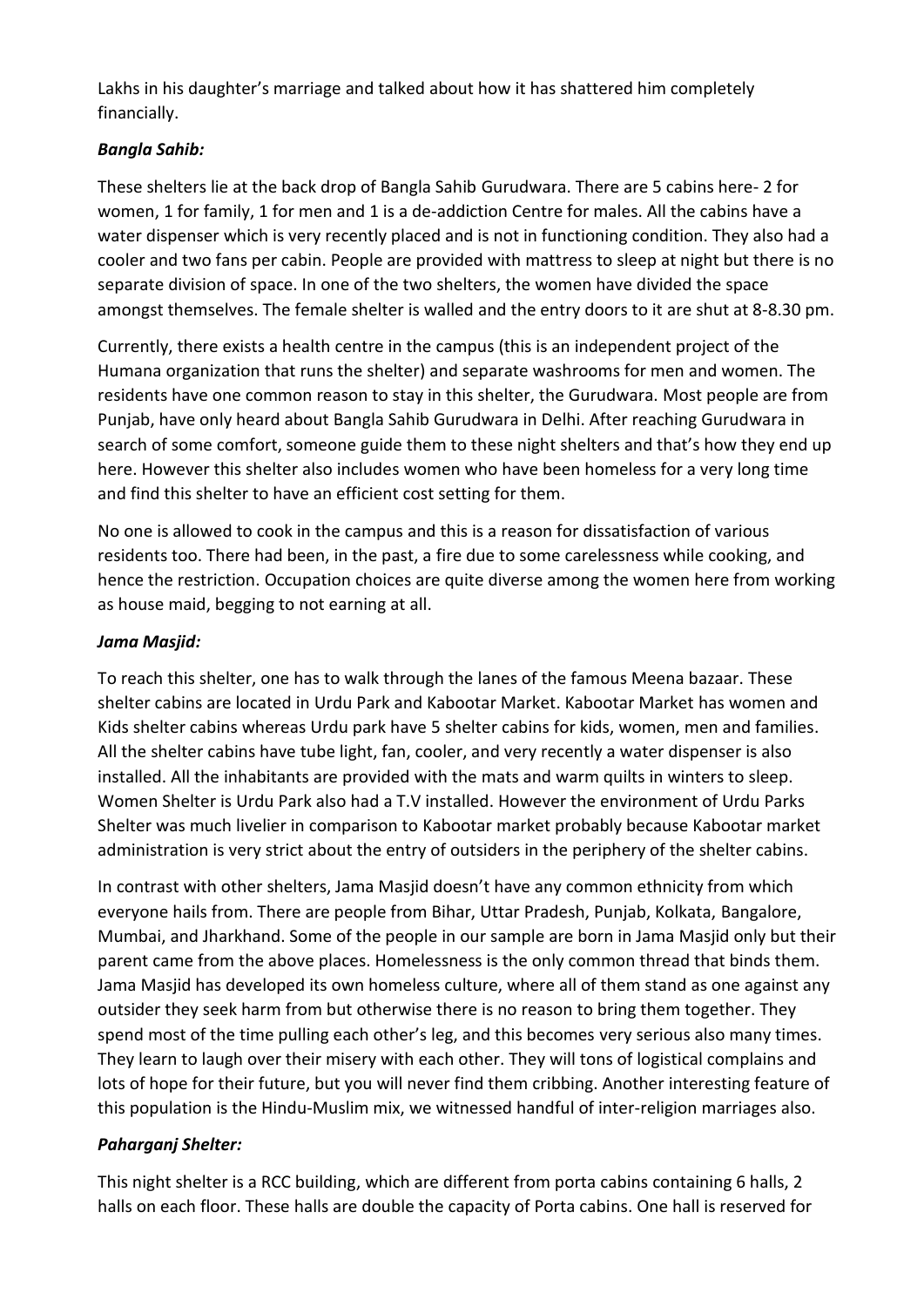Lakhs in his daughter's marriage and talked about how it has shattered him completely financially.

***Bangla Sahib:***

These shelters lie at the back drop of Bangla Sahib Gurudwara. There are 5 cabins here- 2 for women, 1 for family, 1 for men and 1 is a de-addiction Centre for males. All the cabins have a water dispenser which is very recently placed and is not in functioning condition. They also had a cooler and two fans per cabin. People are provided with mattress to sleep at night but there is no separate division of space. In one of the two shelters, the women have divided the space amongst themselves. The female shelter is walled and the entry doors to it are shut at 8-8.30 pm.

Currently, there exists a health centre in the campus (this is an independent project of the Humana organization that runs the shelter) and separate washrooms for men and women. The residents have one common reason to stay in this shelter, the Gurudwara. Most people are from Punjab, have only heard about Bangla Sahib Gurudwara in Delhi. After reaching Gurudwara in search of some comfort, someone guide them to these night shelters and that's how they end up here. However this shelter also includes women who have been homeless for a very long time and find this shelter to have an efficient cost setting for them.

No one is allowed to cook in the campus and this is a reason for dissatisfaction of various residents too. There had been, in the past, a fire due to some carelessness while cooking, and hence the restriction. Occupation choices are quite diverse among the women here from working as house maid, begging to not earning at all.

***Jama Masjid:***

To reach this shelter, one has to walk through the lanes of the famous Meena bazaar. These shelter cabins are located in Urdu Park and Kabootar Market. Kabootar Market has women and Kids shelter cabins whereas Urdu park have 5 shelter cabins for kids, women, men and families. All the shelter cabins have tube light, fan, cooler, and very recently a water dispenser is also installed. All the inhabitants are provided with the mats and warm quilts in winters to sleep. Women Shelter is Urdu Park also had a T.V installed. However the environment of Urdu Parks Shelter was much livelier in comparison to Kabootar market probably because Kabootar market administration is very strict about the entry of outsiders in the periphery of the shelter cabins.

In contrast with other shelters, Jama Masjid doesn't have any common ethnicity from which everyone hails from. There are people from Bihar, Uttar Pradesh, Punjab, Kolkata, Bangalore, Mumbai, and Jharkhand. Some of the people in our sample are born in Jama Masjid only but their parent came from the above places. Homelessness is the only common thread that binds them. Jama Masjid has developed its own homeless culture, where all of them stand as one against any outsider they seek harm from but otherwise there is no reason to bring them together. They spend most of the time pulling each other's leg, and this becomes very serious also many times. They learn to laugh over their misery with each other. They will tons of logistical complains and lots of hope for their future, but you will never find them cribbing. Another interesting feature of this population is the Hindu-Muslim mix, we witnessed handful of inter-religion marriages also.

***Paharganj Shelter:***

This night shelter is a RCC building, which are different from porta cabins containing 6 halls, 2 halls on each floor. These halls are double the capacity of Porta cabins. One hall is reserved for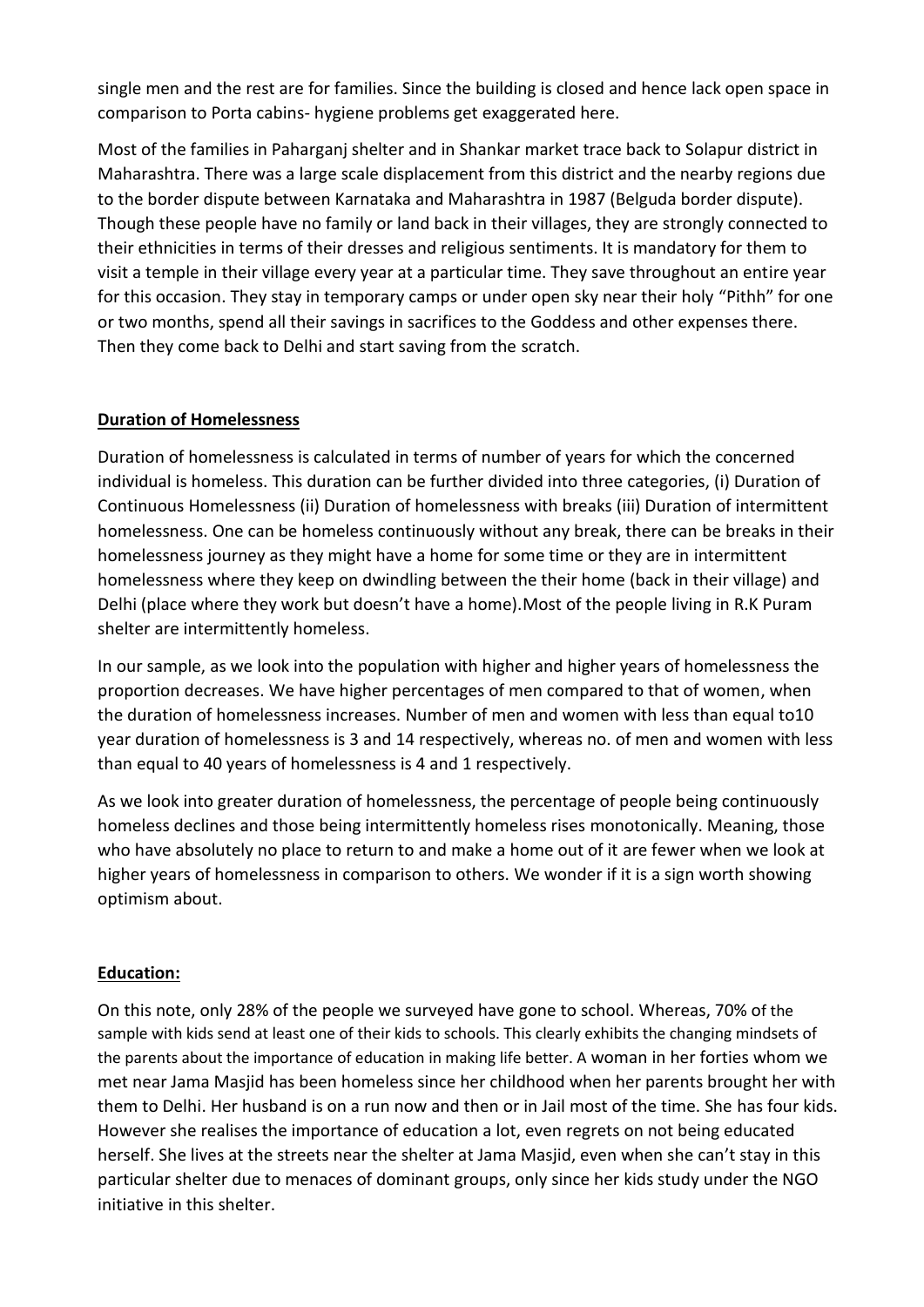single men and the rest are for families. Since the building is closed and hence lack open space in comparison to Porta cabins- hygiene problems get exaggerated here.

Most of the families in Paharganj shelter and in Shankar market trace back to Solapur district in Maharashtra. There was a large scale displacement from this district and the nearby regions due to the border dispute between Karnataka and Maharashtra in 1987 (Belguda border dispute). Though these people have no family or land back in their villages, they are strongly connected to their ethnicities in terms of their dresses and religious sentiments. It is mandatory for them to visit a temple in their village every year at a particular time. They save throughout an entire year for this occasion. They stay in temporary camps or under open sky near their holy "Pithh" for one or two months, spend all their savings in sacrifices to the Goddess and other expenses there. Then they come back to Delhi and start saving from the scratch.

## Duration of Homelessness

Duration of homelessness is calculated in terms of number of years for which the concerned individual is homeless. This duration can be further divided into three categories, (i) Duration of Continuous Homelessness (ii) Duration of homelessness with breaks (iii) Duration of intermittent homelessness. One can be homeless continuously without any break, there can be breaks in their homelessness journey as they might have a home for some time or they are in intermittent homelessness where they keep on dwindling between the their home (back in their village) and Delhi (place where they work but doesn't have a home).Most of the people living in R.K Puram shelter are intermittently homeless.

In our sample, as we look into the population with higher and higher years of homelessness the proportion decreases. We have higher percentages of men compared to that of women, when the duration of homelessness increases. Number of men and women with less than equal to10 year duration of homelessness is 3 and 14 respectively, whereas no. of men and women with less than equal to 40 years of homelessness is 4 and 1 respectively.

As we look into greater duration of homelessness, the percentage of people being continuously homeless declines and those being intermittently homeless rises monotonically. Meaning, those who have absolutely no place to return to and make a home out of it are fewer when we look at higher years of homelessness in comparison to others. We wonder if it is a sign worth showing optimism about.

## Education:

On this note, only 28% of the people we surveyed have gone to school. Whereas, 70% of the sample with kids send at least one of their kids to schools. This clearly exhibits the changing mindsets of the parents about the importance of education in making life better. A woman in her forties whom we met near Jama Masjid has been homeless since her childhood when her parents brought her with them to Delhi. Her husband is on a run now and then or in Jail most of the time. She has four kids. However she realises the importance of education a lot, even regrets on not being educated herself. She lives at the streets near the shelter at Jama Masjid, even when she can't stay in this particular shelter due to menaces of dominant groups, only since her kids study under the NGO initiative in this shelter.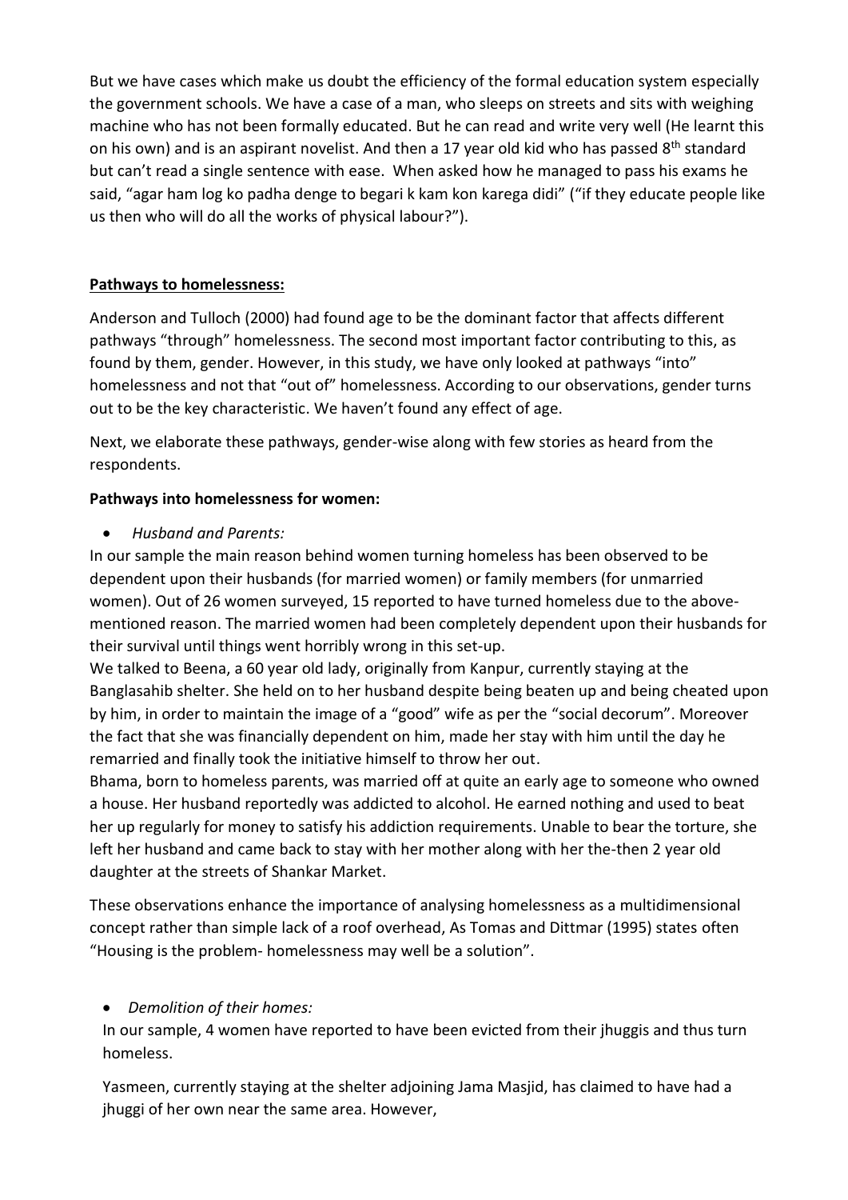But we have cases which make us doubt the efficiency of the formal education system especially the government schools. We have a case of a man, who sleeps on streets and sits with weighing machine who has not been formally educated. But he can read and write very well (He learnt this on his own) and is an aspirant novelist. And then a 17 year old kid who has passed 8th standard but can't read a single sentence with ease. When asked how he managed to pass his exams he said, "agar ham log ko padha denge to begari k kam kon karega didi" ("if they educate people like us then who will do all the works of physical labour?").

**Pathways to homelessness:**

Anderson and Tulloch (2000) had found age to be the dominant factor that affects different pathways "through" homelessness. The second most important factor contributing to this, as found by them, gender. However, in this study, we have only looked at pathways "into" homelessness and not that "out of" homelessness. According to our observations, gender turns out to be the key characteristic. We haven't found any effect of age.

Next, we elaborate these pathways, gender-wise along with few stories as heard from the respondents.

**Pathways into homelessness for women:**

- *Husband and Parents:*

In our sample the main reason behind women turning homeless has been observed to be dependent upon their husbands (for married women) or family members (for unmarried women). Out of 26 women surveyed, 15 reported to have turned homeless due to the above-mentioned reason. The married women had been completely dependent upon their husbands for their survival until things went horribly wrong in this set-up.

We talked to Beena, a 60 year old lady, originally from Kanpur, currently staying at the Banglasahib shelter. She held on to her husband despite being beaten up and being cheated upon by him, in order to maintain the image of a "good" wife as per the "social decorum". Moreover the fact that she was financially dependent on him, made her stay with him until the day he remarried and finally took the initiative himself to throw her out.

Bhama, born to homeless parents, was married off at quite an early age to someone who owned a house. Her husband reportedly was addicted to alcohol. He earned nothing and used to beat her up regularly for money to satisfy his addiction requirements. Unable to bear the torture, she left her husband and came back to stay with her mother along with her the-then 2 year old daughter at the streets of Shankar Market.

These observations enhance the importance of analysing homelessness as a multidimensional concept rather than simple lack of a roof overhead, As Tomas and Dittmar (1995) states often "Housing is the problem- homelessness may well be a solution".

- *Demolition of their homes:*

In our sample, 4 women have reported to have been evicted from their jhuggis and thus turn homeless.

Yasmeen, currently staying at the shelter adjoining Jama Masjid, has claimed to have had a jhuggi of her own near the same area. However,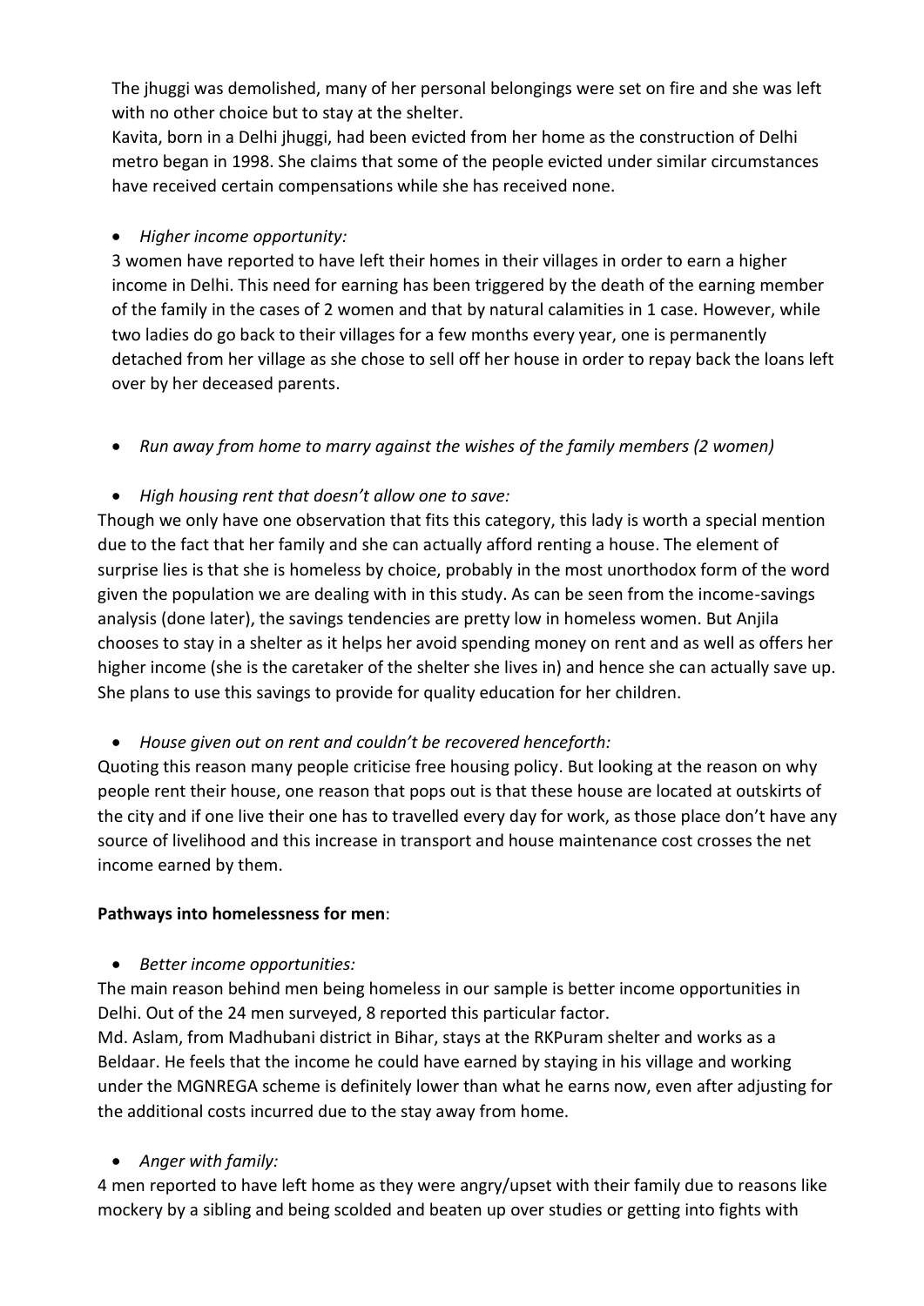The jhuggi was demolished, many of her personal belongings were set on fire and she was left with no other choice but to stay at the shelter.

Kavita, born in a Delhi jhuggi, had been evicted from her home as the construction of Delhi metro began in 1998. She claims that some of the people evicted under similar circumstances have received certain compensations while she has received none.

- *Higher income opportunity:*

3 women have reported to have left their homes in their villages in order to earn a higher income in Delhi. This need for earning has been triggered by the death of the earning member of the family in the cases of 2 women and that by natural calamities in 1 case. However, while two ladies do go back to their villages for a few months every year, one is permanently detached from her village as she chose to sell off her house in order to repay back the loans left over by her deceased parents.

- *Run away from home to marry against the wishes of the family members (2 women)*

- *High housing rent that doesn't allow one to save:*

Though we only have one observation that fits this category, this lady is worth a special mention due to the fact that her family and she can actually afford renting a house. The element of surprise lies is that she is homeless by choice, probably in the most unorthodox form of the word given the population we are dealing with in this study. As can be seen from the income-savings analysis (done later), the savings tendencies are pretty low in homeless women. But Anjila chooses to stay in a shelter as it helps her avoid spending money on rent and as well as offers her higher income (she is the caretaker of the shelter she lives in) and hence she can actually save up. She plans to use this savings to provide for quality education for her children.

- *House given out on rent and couldn't be recovered henceforth:*

Quoting this reason many people criticise free housing policy. But looking at the reason on why people rent their house, one reason that pops out is that these house are located at outskirts of the city and if one live their one has to travelled every day for work, as those place don't have any source of livelihood and this increase in transport and house maintenance cost crosses the net income earned by them.

**Pathways into homelessness for men**:

- *Better income opportunities:*

The main reason behind men being homeless in our sample is better income opportunities in Delhi. Out of the 24 men surveyed, 8 reported this particular factor.

Md. Aslam, from Madhubani district in Bihar, stays at the RKPuram shelter and works as a Beldaar. He feels that the income he could have earned by staying in his village and working under the MGNREGA scheme is definitely lower than what he earns now, even after adjusting for the additional costs incurred due to the stay away from home.

- *Anger with family:*

4 men reported to have left home as they were angry/upset with their family due to reasons like mockery by a sibling and being scolded and beaten up over studies or getting into fights with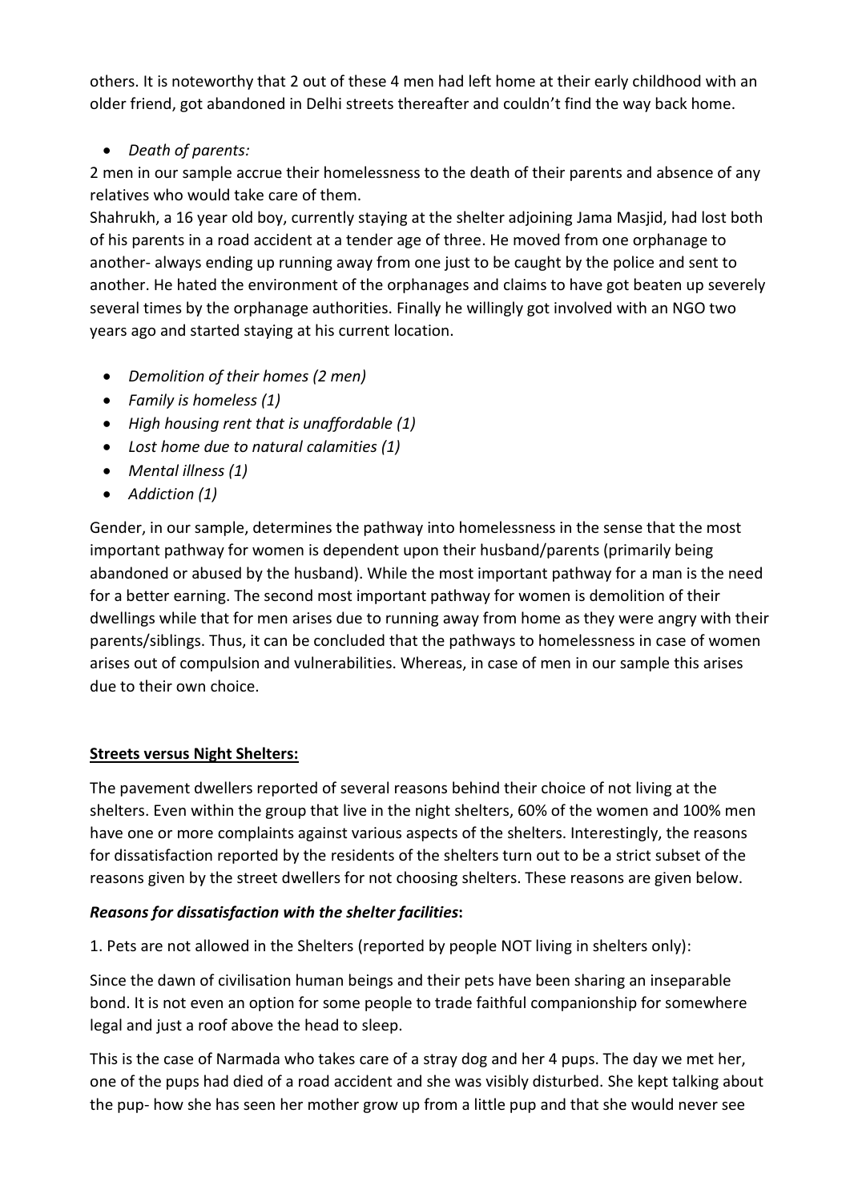others. It is noteworthy that 2 out of these 4 men had left home at their early childhood with an older friend, got abandoned in Delhi streets thereafter and couldn't find the way back home.

- *Death of parents:*

2 men in our sample accrue their homelessness to the death of their parents and absence of any relatives who would take care of them.

Shahrukh, a 16 year old boy, currently staying at the shelter adjoining Jama Masjid, had lost both of his parents in a road accident at a tender age of three. He moved from one orphanage to another- always ending up running away from one just to be caught by the police and sent to another. He hated the environment of the orphanages and claims to have got beaten up severely several times by the orphanage authorities. Finally he willingly got involved with an NGO two years ago and started staying at his current location.

- *Demolition of their homes (2 men)*
- *Family is homeless (1)*
- *High housing rent that is unaffordable (1)*
- *Lost home due to natural calamities (1)*
- *Mental illness (1)*
- *Addiction (1)*

Gender, in our sample, determines the pathway into homelessness in the sense that the most important pathway for women is dependent upon their husband/parents (primarily being abandoned or abused by the husband). While the most important pathway for a man is the need for a better earning. The second most important pathway for women is demolition of their dwellings while that for men arises due to running away from home as they were angry with their parents/siblings. Thus, it can be concluded that the pathways to homelessness in case of women arises out of compulsion and vulnerabilities. Whereas, in case of men in our sample this arises due to their own choice.

**Streets versus Night Shelters:**

The pavement dwellers reported of several reasons behind their choice of not living at the shelters. Even within the group that live in the night shelters, 60% of the women and 100% men have one or more complaints against various aspects of the shelters. Interestingly, the reasons for dissatisfaction reported by the residents of the shelters turn out to be a strict subset of the reasons given by the street dwellers for not choosing shelters. These reasons are given below.

***Reasons for dissatisfaction with the shelter facilities*:**

1. Pets are not allowed in the Shelters (reported by people NOT living in shelters only):

Since the dawn of civilisation human beings and their pets have been sharing an inseparable bond. It is not even an option for some people to trade faithful companionship for somewhere legal and just a roof above the head to sleep.

This is the case of Narmada who takes care of a stray dog and her 4 pups. The day we met her, one of the pups had died of a road accident and she was visibly disturbed. She kept talking about the pup- how she has seen her mother grow up from a little pup and that she would never see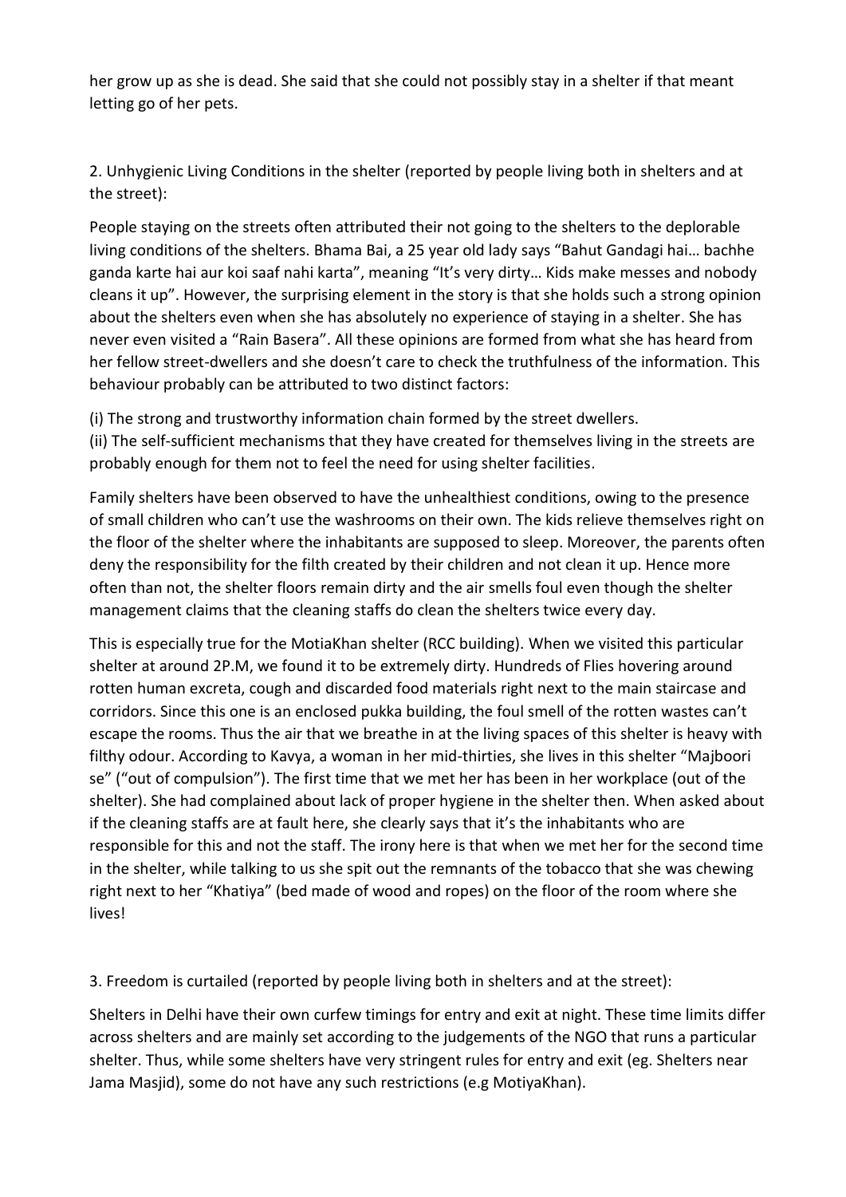her grow up as she is dead. She said that she could not possibly stay in a shelter if that meant letting go of her pets.

2. Unhygienic Living Conditions in the shelter (reported by people living both in shelters and at the street):

People staying on the streets often attributed their not going to the shelters to the deplorable living conditions of the shelters. Bhama Bai, a 25 year old lady says "Bahut Gandagi hai… bachhe ganda karte hai aur koi saaf nahi karta", meaning "It's very dirty… Kids make messes and nobody cleans it up". However, the surprising element in the story is that she holds such a strong opinion about the shelters even when she has absolutely no experience of staying in a shelter. She has never even visited a "Rain Basera". All these opinions are formed from what she has heard from her fellow street-dwellers and she doesn't care to check the truthfulness of the information. This behaviour probably can be attributed to two distinct factors:

(i) The strong and trustworthy information chain formed by the street dwellers.
(ii) The self-sufficient mechanisms that they have created for themselves living in the streets are probably enough for them not to feel the need for using shelter facilities.

Family shelters have been observed to have the unhealthiest conditions, owing to the presence of small children who can't use the washrooms on their own. The kids relieve themselves right on the floor of the shelter where the inhabitants are supposed to sleep. Moreover, the parents often deny the responsibility for the filth created by their children and not clean it up. Hence more often than not, the shelter floors remain dirty and the air smells foul even though the shelter management claims that the cleaning staffs do clean the shelters twice every day.

This is especially true for the MotiaKhan shelter (RCC building). When we visited this particular shelter at around 2P.M, we found it to be extremely dirty. Hundreds of Flies hovering around rotten human excreta, cough and discarded food materials right next to the main staircase and corridors. Since this one is an enclosed pukka building, the foul smell of the rotten wastes can't escape the rooms. Thus the air that we breathe in at the living spaces of this shelter is heavy with filthy odour. According to Kavya, a woman in her mid-thirties, she lives in this shelter "Majboori se" ("out of compulsion"). The first time that we met her has been in her workplace (out of the shelter). She had complained about lack of proper hygiene in the shelter then. When asked about if the cleaning staffs are at fault here, she clearly says that it's the inhabitants who are responsible for this and not the staff. The irony here is that when we met her for the second time in the shelter, while talking to us she spit out the remnants of the tobacco that she was chewing right next to her "Khatiya" (bed made of wood and ropes) on the floor of the room where she lives!

3. Freedom is curtailed (reported by people living both in shelters and at the street):

Shelters in Delhi have their own curfew timings for entry and exit at night. These time limits differ across shelters and are mainly set according to the judgements of the NGO that runs a particular shelter. Thus, while some shelters have very stringent rules for entry and exit (eg. Shelters near Jama Masjid), some do not have any such restrictions (e.g MotiyaKhan).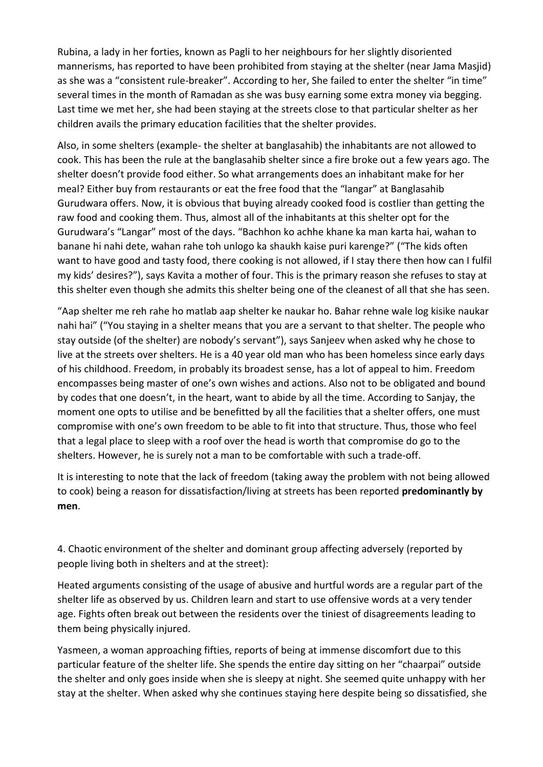Rubina, a lady in her forties, known as Pagli to her neighbours for her slightly disoriented mannerisms, has reported to have been prohibited from staying at the shelter (near Jama Masjid) as she was a "consistent rule-breaker". According to her, She failed to enter the shelter "in time" several times in the month of Ramadan as she was busy earning some extra money via begging. Last time we met her, she had been staying at the streets close to that particular shelter as her children avails the primary education facilities that the shelter provides.

Also, in some shelters (example- the shelter at banglasahib) the inhabitants are not allowed to cook. This has been the rule at the banglasahib shelter since a fire broke out a few years ago. The shelter doesn't provide food either. So what arrangements does an inhabitant make for her meal? Either buy from restaurants or eat the free food that the "langar" at Banglasahib Gurudwara offers. Now, it is obvious that buying already cooked food is costlier than getting the raw food and cooking them. Thus, almost all of the inhabitants at this shelter opt for the Gurudwara's "Langar" most of the days. "Bachhon ko achhe khane ka man karta hai, wahan to banane hi nahi dete, wahan rahe toh unlogo ka shaukh kaise puri karenge?" ("The kids often want to have good and tasty food, there cooking is not allowed, if I stay there then how can I fulfil my kids' desires?"), says Kavita a mother of four. This is the primary reason she refuses to stay at this shelter even though she admits this shelter being one of the cleanest of all that she has seen.

"Aap shelter me reh rahe ho matlab aap shelter ke naukar ho. Bahar rehne wale log kisike naukar nahi hai" ("You staying in a shelter means that you are a servant to that shelter. The people who stay outside (of the shelter) are nobody's servant"), says Sanjeev when asked why he chose to live at the streets over shelters. He is a 40 year old man who has been homeless since early days of his childhood. Freedom, in probably its broadest sense, has a lot of appeal to him. Freedom encompasses being master of one's own wishes and actions. Also not to be obligated and bound by codes that one doesn't, in the heart, want to abide by all the time. According to Sanjay, the moment one opts to utilise and be benefitted by all the facilities that a shelter offers, one must compromise with one's own freedom to be able to fit into that structure. Thus, those who feel that a legal place to sleep with a roof over the head is worth that compromise do go to the shelters. However, he is surely not a man to be comfortable with such a trade-off.

It is interesting to note that the lack of freedom (taking away the problem with not being allowed to cook) being a reason for dissatisfaction/living at streets has been reported **predominantly by men**.

4. Chaotic environment of the shelter and dominant group affecting adversely (reported by people living both in shelters and at the street):

Heated arguments consisting of the usage of abusive and hurtful words are a regular part of the shelter life as observed by us. Children learn and start to use offensive words at a very tender age. Fights often break out between the residents over the tiniest of disagreements leading to them being physically injured.

Yasmeen, a woman approaching fifties, reports of being at immense discomfort due to this particular feature of the shelter life. She spends the entire day sitting on her "chaarpai" outside the shelter and only goes inside when she is sleepy at night. She seemed quite unhappy with her stay at the shelter. When asked why she continues staying here despite being so dissatisfied, she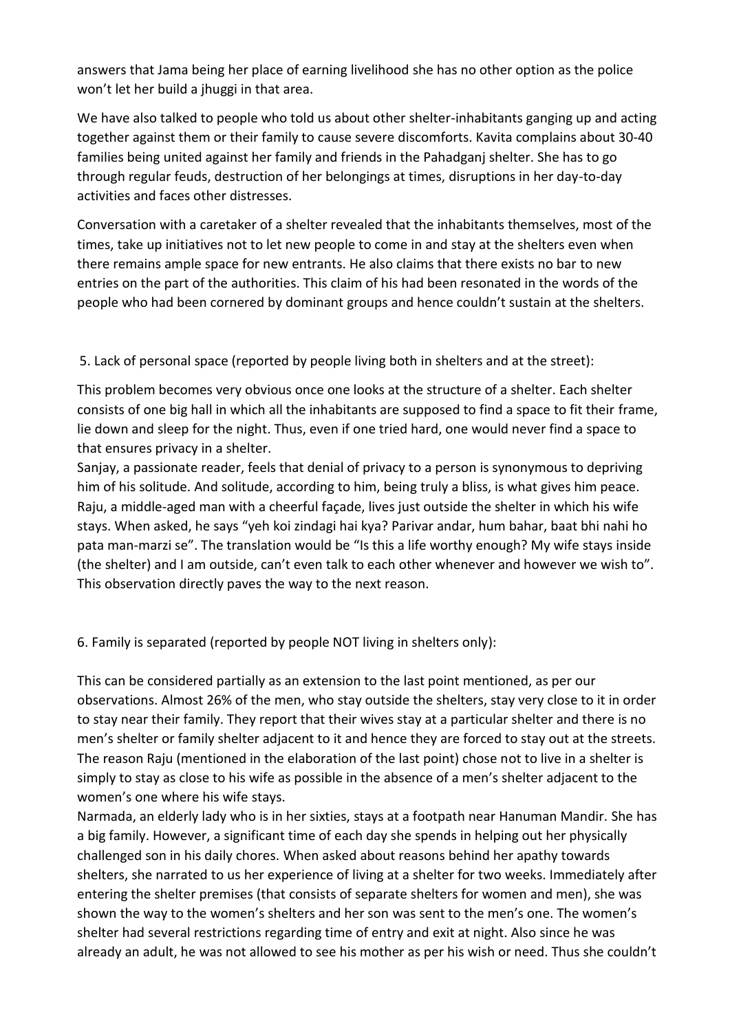answers that Jama being her place of earning livelihood she has no other option as the police won't let her build a jhuggi in that area.

We have also talked to people who told us about other shelter-inhabitants ganging up and acting together against them or their family to cause severe discomforts. Kavita complains about 30-40 families being united against her family and friends in the Pahadganj shelter. She has to go through regular feuds, destruction of her belongings at times, disruptions in her day-to-day activities and faces other distresses.

Conversation with a caretaker of a shelter revealed that the inhabitants themselves, most of the times, take up initiatives not to let new people to come in and stay at the shelters even when there remains ample space for new entrants. He also claims that there exists no bar to new entries on the part of the authorities. This claim of his had been resonated in the words of the people who had been cornered by dominant groups and hence couldn't sustain at the shelters.

5. Lack of personal space (reported by people living both in shelters and at the street):

This problem becomes very obvious once one looks at the structure of a shelter. Each shelter consists of one big hall in which all the inhabitants are supposed to find a space to fit their frame, lie down and sleep for the night. Thus, even if one tried hard, one would never find a space to that ensures privacy in a shelter.

Sanjay, a passionate reader, feels that denial of privacy to a person is synonymous to depriving him of his solitude. And solitude, according to him, being truly a bliss, is what gives him peace. Raju, a middle-aged man with a cheerful façade, lives just outside the shelter in which his wife stays. When asked, he says "yeh koi zindagi hai kya? Parivar andar, hum bahar, baat bhi nahi ho pata man-marzi se". The translation would be "Is this a life worthy enough? My wife stays inside (the shelter) and I am outside, can't even talk to each other whenever and however we wish to". This observation directly paves the way to the next reason.

6. Family is separated (reported by people NOT living in shelters only):

This can be considered partially as an extension to the last point mentioned, as per our observations. Almost 26% of the men, who stay outside the shelters, stay very close to it in order to stay near their family. They report that their wives stay at a particular shelter and there is no men's shelter or family shelter adjacent to it and hence they are forced to stay out at the streets. The reason Raju (mentioned in the elaboration of the last point) chose not to live in a shelter is simply to stay as close to his wife as possible in the absence of a men's shelter adjacent to the women's one where his wife stays.

Narmada, an elderly lady who is in her sixties, stays at a footpath near Hanuman Mandir. She has a big family. However, a significant time of each day she spends in helping out her physically challenged son in his daily chores. When asked about reasons behind her apathy towards shelters, she narrated to us her experience of living at a shelter for two weeks. Immediately after entering the shelter premises (that consists of separate shelters for women and men), she was shown the way to the women's shelters and her son was sent to the men's one. The women's shelter had several restrictions regarding time of entry and exit at night. Also since he was already an adult, he was not allowed to see his mother as per his wish or need. Thus she couldn't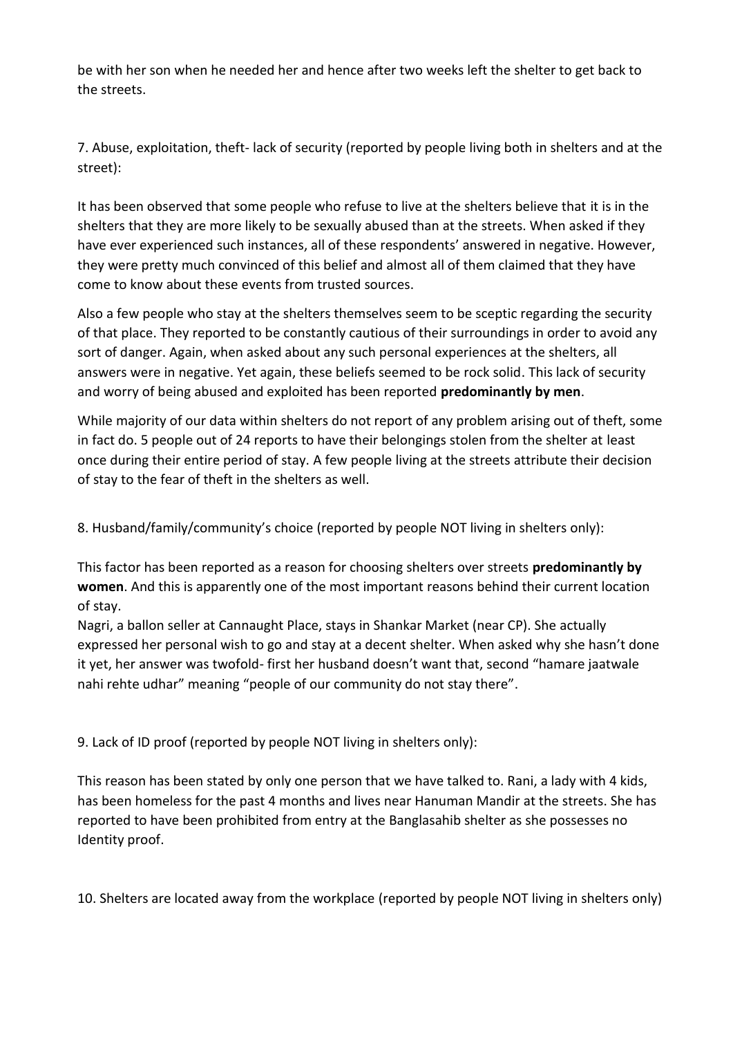be with her son when he needed her and hence after two weeks left the shelter to get back to the streets.

7. Abuse, exploitation, theft- lack of security (reported by people living both in shelters and at the street):

It has been observed that some people who refuse to live at the shelters believe that it is in the shelters that they are more likely to be sexually abused than at the streets. When asked if they have ever experienced such instances, all of these respondents' answered in negative. However, they were pretty much convinced of this belief and almost all of them claimed that they have come to know about these events from trusted sources.

Also a few people who stay at the shelters themselves seem to be sceptic regarding the security of that place. They reported to be constantly cautious of their surroundings in order to avoid any sort of danger. Again, when asked about any such personal experiences at the shelters, all answers were in negative. Yet again, these beliefs seemed to be rock solid. This lack of security and worry of being abused and exploited has been reported **predominantly by men**.

While majority of our data within shelters do not report of any problem arising out of theft, some in fact do. 5 people out of 24 reports to have their belongings stolen from the shelter at least once during their entire period of stay. A few people living at the streets attribute their decision of stay to the fear of theft in the shelters as well.

8. Husband/family/community's choice (reported by people NOT living in shelters only):

This factor has been reported as a reason for choosing shelters over streets **predominantly by women**. And this is apparently one of the most important reasons behind their current location of stay.
Nagri, a ballon seller at Cannaught Place, stays in Shankar Market (near CP). She actually expressed her personal wish to go and stay at a decent shelter. When asked why she hasn't done it yet, her answer was twofold- first her husband doesn't want that, second "hamare jaatwale nahi rehte udhar" meaning "people of our community do not stay there".

9. Lack of ID proof (reported by people NOT living in shelters only):

This reason has been stated by only one person that we have talked to. Rani, a lady with 4 kids, has been homeless for the past 4 months and lives near Hanuman Mandir at the streets. She has reported to have been prohibited from entry at the Banglasahib shelter as she possesses no Identity proof.

10. Shelters are located away from the workplace (reported by people NOT living in shelters only)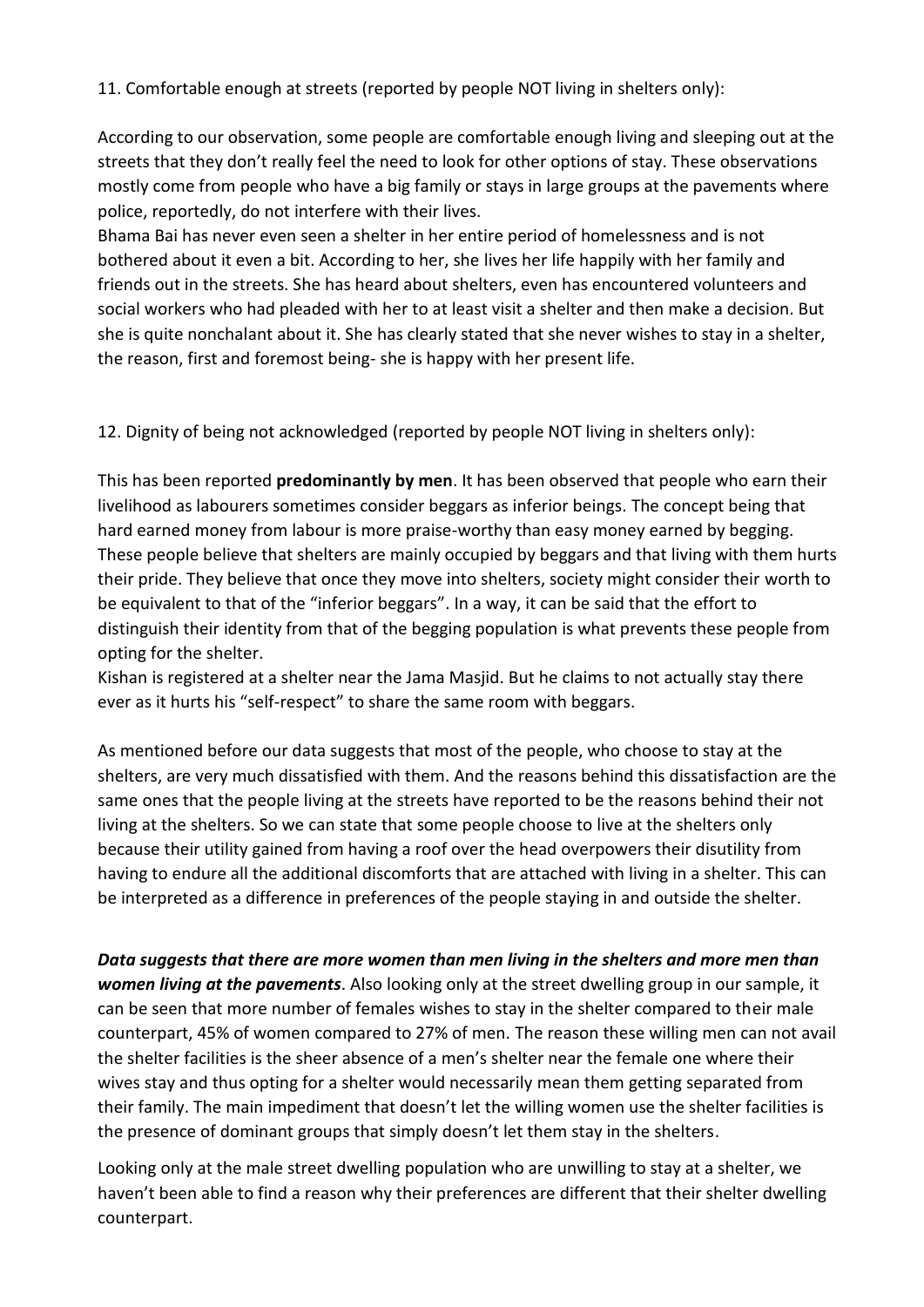11. Comfortable enough at streets (reported by people NOT living in shelters only):

According to our observation, some people are comfortable enough living and sleeping out at the streets that they don't really feel the need to look for other options of stay. These observations mostly come from people who have a big family or stays in large groups at the pavements where police, reportedly, do not interfere with their lives.
Bhama Bai has never even seen a shelter in her entire period of homelessness and is not bothered about it even a bit. According to her, she lives her life happily with her family and friends out in the streets. She has heard about shelters, even has encountered volunteers and social workers who had pleaded with her to at least visit a shelter and then make a decision. But she is quite nonchalant about it. She has clearly stated that she never wishes to stay in a shelter, the reason, first and foremost being- she is happy with her present life.

12. Dignity of being not acknowledged (reported by people NOT living in shelters only):

This has been reported **predominantly by men**. It has been observed that people who earn their livelihood as labourers sometimes consider beggars as inferior beings. The concept being that hard earned money from labour is more praise-worthy than easy money earned by begging. These people believe that shelters are mainly occupied by beggars and that living with them hurts their pride. They believe that once they move into shelters, society might consider their worth to be equivalent to that of the "inferior beggars". In a way, it can be said that the effort to distinguish their identity from that of the begging population is what prevents these people from opting for the shelter.
Kishan is registered at a shelter near the Jama Masjid. But he claims to not actually stay there ever as it hurts his "self-respect" to share the same room with beggars.

As mentioned before our data suggests that most of the people, who choose to stay at the shelters, are very much dissatisfied with them. And the reasons behind this dissatisfaction are the same ones that the people living at the streets have reported to be the reasons behind their not living at the shelters. So we can state that some people choose to live at the shelters only because their utility gained from having a roof over the head overpowers their disutility from having to endure all the additional discomforts that are attached with living in a shelter. This can be interpreted as a difference in preferences of the people staying in and outside the shelter.

***Data suggests that there are more women than men living in the shelters and more men than women living at the pavements***. Also looking only at the street dwelling group in our sample, it can be seen that more number of females wishes to stay in the shelter compared to their male counterpart, 45% of women compared to 27% of men. The reason these willing men can not avail the shelter facilities is the sheer absence of a men's shelter near the female one where their wives stay and thus opting for a shelter would necessarily mean them getting separated from their family. The main impediment that doesn't let the willing women use the shelter facilities is the presence of dominant groups that simply doesn't let them stay in the shelters.

Looking only at the male street dwelling population who are unwilling to stay at a shelter, we haven't been able to find a reason why their preferences are different that their shelter dwelling counterpart.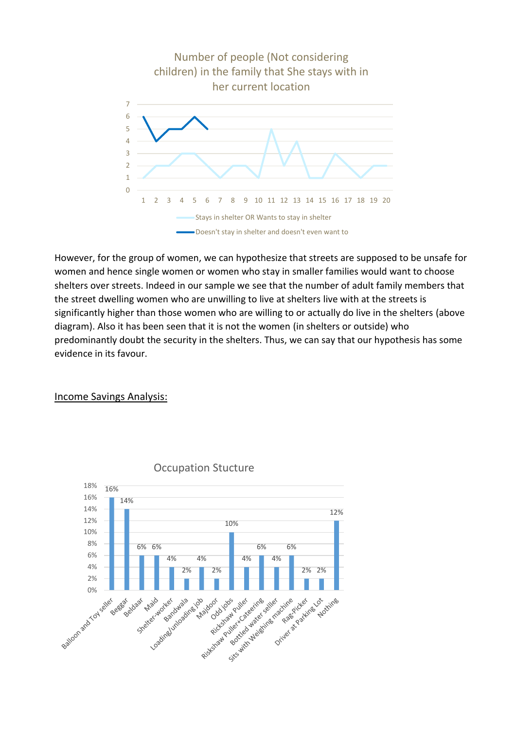Number of people (Not considering children) in the family that She stays with in her current location

| | 1 | 2 | 3 | 4 | 5 | 6 | 7 | 8 | 9 | 10 | 11 | 12 | 13 | 14 | 15 | 16 | 17 | 18 | 19 | 20 |
|---|---|---|---|---|---|---|---|---|---|---|---|---|---|---|---|---|---|---|---|---|
| Stays in shelter OR Wants to stay in shelter | 1 | 2 | 2 | 3 | 3 | 2 | 1 | 2 | 2 | 1 | 5 | 2 | 4 | 1 | 1 | 3 | 2 | 1 | 2 | 2 |
| Doesn't stay in shelter and doesn't even want to | 6 | 4 | 5 | 5 | 6 | 5 | | | | | | | | | | | | | | |

However, for the group of women, we can hypothesize that streets are supposed to be unsafe for women and hence single women or women who stay in smaller families would want to choose shelters over streets. Indeed in our sample we see that the number of adult family members that the street dwelling women who are unwilling to live at shelters live with at the streets is significantly higher than those women who are willing to or actually do live in the shelters (above diagram). Also it has been seen that it is not the women (in shelters or outside) who predominantly doubt the security in the shelters. Thus, we can say that our hypothesis has some evidence in its favour.

<u>Income Savings Analysis:</u>

Occupation Stucture

| Occupation | Percentage |
|---|---|
| Balloon and Toy seller | 16% |
| Beggar | 14% |
| Beldaar | 6% |
| Maid | 6% |
| Shelter-worker | 4% |
| Bandwala | 2% |
| Loading/unloading job | 4% |
| Majdoor | 2% |
| Odd jobs | 10% |
| Rickshaw Puller | 4% |
| Riskshaw Puller+Cateering | 6% |
| Bottled water seller | 4% |
| Sits with Weighing machine | 6% |
| Rag-Picker | 2% |
| Driver at Parking Lot | 2% |
| Nothing | 12% |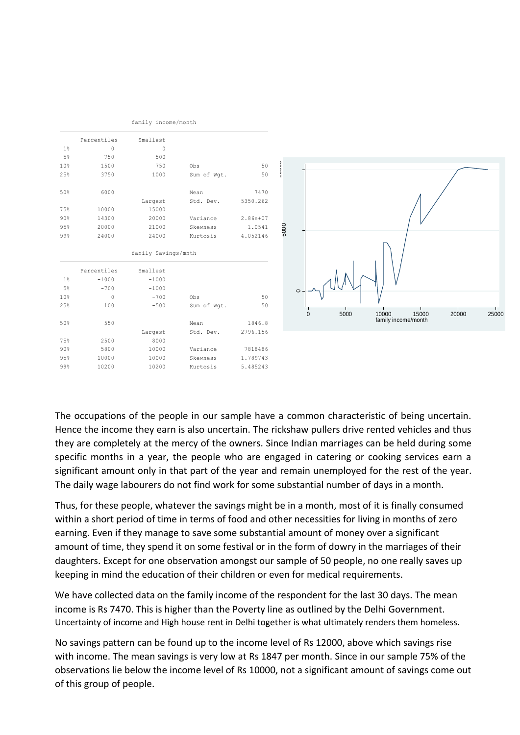family income/month

| | Percentiles | Smallest | | |
|---|---|---|---|---|
| 1% | 0 | 0 | | |
| 5% | 750 | 500 | | |
| 10% | 1500 | 750 | Obs | 50 |
| 25% | 3750 | 1000 | Sum of Wgt. | 50 |
| 50% | 6000 | | Mean | 7470 |
| | | Largest | Std. Dev. | 5350.262 |
| 75% | 10000 | 15000 | | |
| 90% | 14300 | 20000 | Variance | 2.86e+07 |
| 95% | 20000 | 21000 | Skewness | 1.0541 |
| 99% | 24000 | 24000 | Kurtosis | 4.052146 |

fanily Savings/mnth

| | Percentiles | Smallest | | |
|---|---|---|---|---|
| 1% | -1000 | -1000 | | |
| 5% | -700 | -1000 | | |
| 10% | 0 | -700 | Obs | 50 |
| 25% | 100 | -500 | Sum of Wgt. | 50 |
| 50% | 550 | | Mean | 1846.8 |
| | | Largest | Std. Dev. | 2796.156 |
| 75% | 2500 | 8000 | | |
| 90% | 5800 | 10000 | Variance | 7818486 |
| 95% | 10000 | 10000 | Skewness | 1.789743 |
| 99% | 10200 | 10200 | Kurtosis | 5.485243 |

The occupations of the people in our sample have a common characteristic of being uncertain. Hence the income they earn is also uncertain. The rickshaw pullers drive rented vehicles and thus they are completely at the mercy of the owners. Since Indian marriages can be held during some specific months in a year, the people who are engaged in catering or cooking services earn a significant amount only in that part of the year and remain unemployed for the rest of the year. The daily wage labourers do not find work for some substantial number of days in a month.

Thus, for these people, whatever the savings might be in a month, most of it is finally consumed within a short period of time in terms of food and other necessities for living in months of zero earning. Even if they manage to save some substantial amount of money over a significant amount of time, they spend it on some festival or in the form of dowry in the marriages of their daughters. Except for one observation amongst our sample of 50 people, no one really saves up keeping in mind the education of their children or even for medical requirements.

We have collected data on the family income of the respondent for the last 30 days. The mean income is Rs 7470. This is higher than the Poverty line as outlined by the Delhi Government. Uncertainty of income and High house rent in Delhi together is what ultimately renders them homeless.

No savings pattern can be found up to the income level of Rs 12000, above which savings rise with income. The mean savings is very low at Rs 1847 per month. Since in our sample 75% of the observations lie below the income level of Rs 10000, not a significant amount of savings come out of this group of people.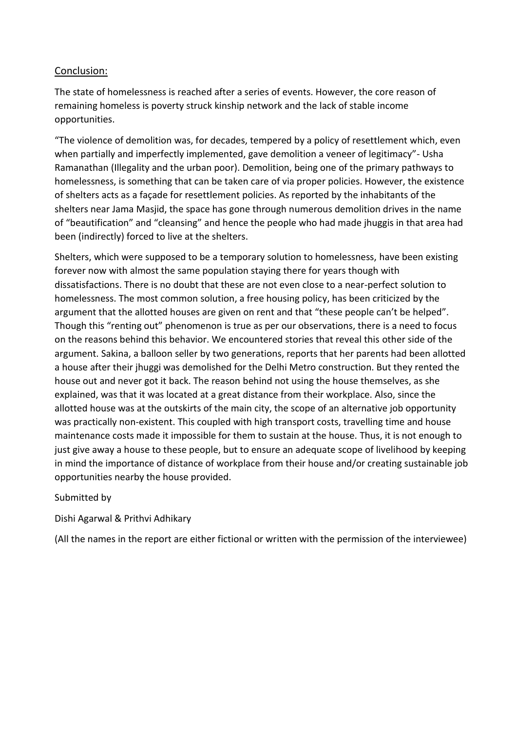## Conclusion:

The state of homelessness is reached after a series of events. However, the core reason of remaining homeless is poverty struck kinship network and the lack of stable income opportunities.

"The violence of demolition was, for decades, tempered by a policy of resettlement which, even when partially and imperfectly implemented, gave demolition a veneer of legitimacy"- Usha Ramanathan (Illegality and the urban poor). Demolition, being one of the primary pathways to homelessness, is something that can be taken care of via proper policies. However, the existence of shelters acts as a façade for resettlement policies. As reported by the inhabitants of the shelters near Jama Masjid, the space has gone through numerous demolition drives in the name of "beautification" and "cleansing" and hence the people who had made jhuggis in that area had been (indirectly) forced to live at the shelters.

Shelters, which were supposed to be a temporary solution to homelessness, have been existing forever now with almost the same population staying there for years though with dissatisfactions. There is no doubt that these are not even close to a near-perfect solution to homelessness. The most common solution, a free housing policy, has been criticized by the argument that the allotted houses are given on rent and that "these people can't be helped". Though this "renting out" phenomenon is true as per our observations, there is a need to focus on the reasons behind this behavior. We encountered stories that reveal this other side of the argument. Sakina, a balloon seller by two generations, reports that her parents had been allotted a house after their jhuggi was demolished for the Delhi Metro construction. But they rented the house out and never got it back. The reason behind not using the house themselves, as she explained, was that it was located at a great distance from their workplace. Also, since the allotted house was at the outskirts of the main city, the scope of an alternative job opportunity was practically non-existent. This coupled with high transport costs, travelling time and house maintenance costs made it impossible for them to sustain at the house. Thus, it is not enough to just give away a house to these people, but to ensure an adequate scope of livelihood by keeping in mind the importance of distance of workplace from their house and/or creating sustainable job opportunities nearby the house provided.

Submitted by

Dishi Agarwal & Prithvi Adhikary

(All the names in the report are either fictional or written with the permission of the interviewee)